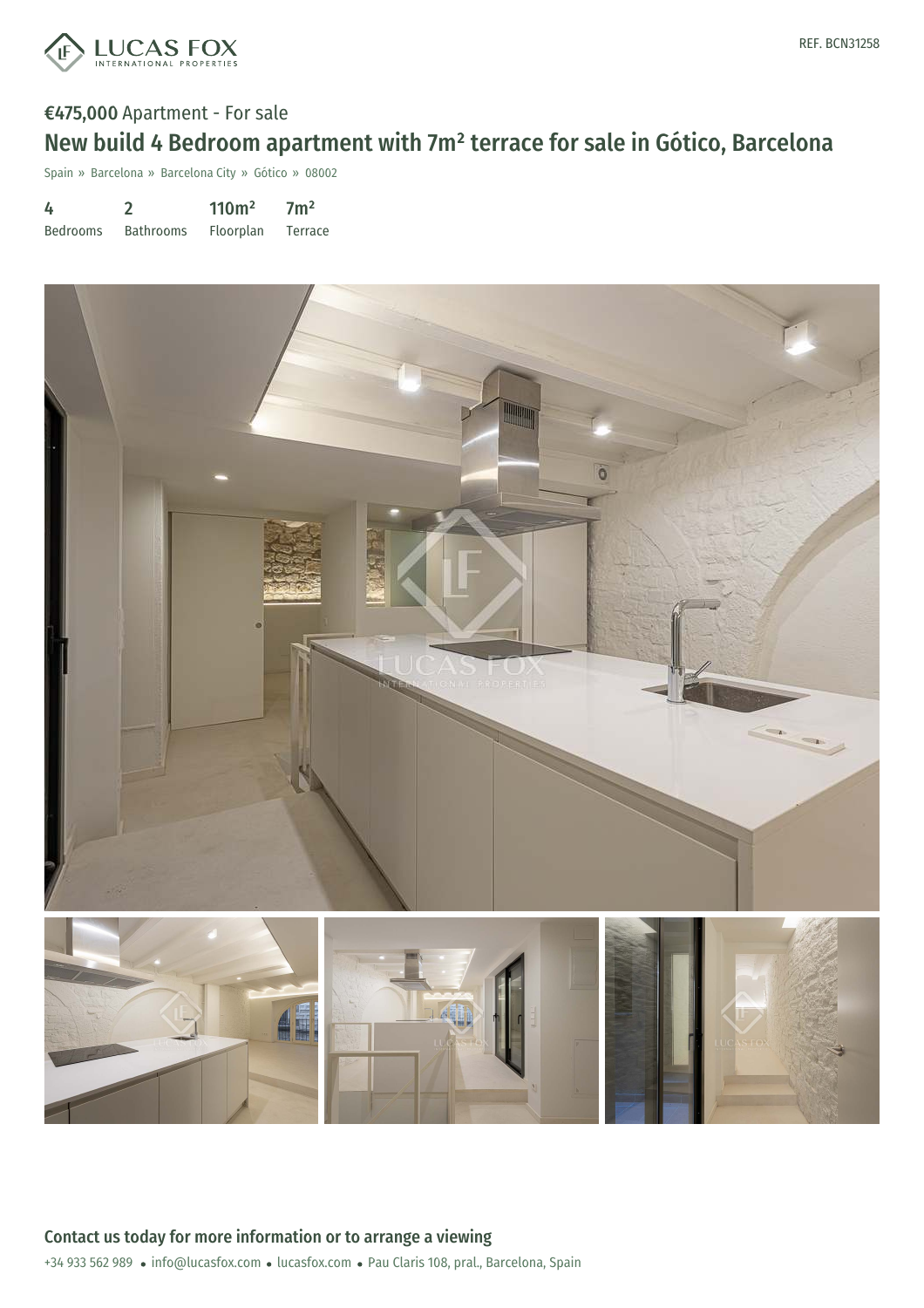REF. BCN31258

**€475,000** Apartment - For sale

# New build 4 Bedroom apartment with 7m² terrace for sale in Gótico, Barcelona

Spain » Barcelona » Barcelona City » Gótico » 08002

| 4 | 2 | 110m² | 7m² |
| --- | --- | --- | --- |
| Bedrooms | Bathrooms | Floorplan | Terrace |

## Contact us today for more information or to arrange a viewing

+34 933 562 989 • info@lucasfox.com • lucasfox.com • Pau Claris 108, pral., Barcelona, Spain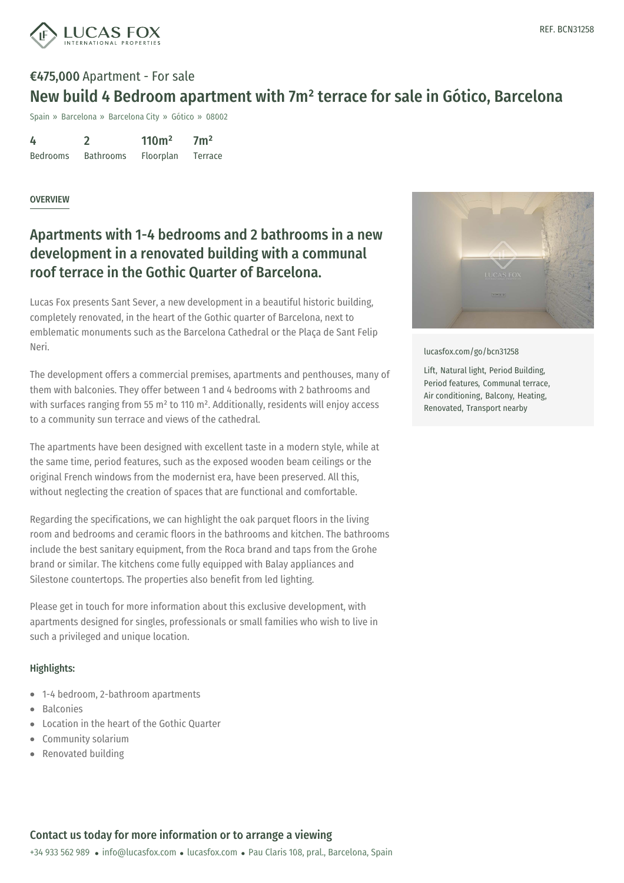REF. BCN31258

**€475,000** Apartment - For sale

# New build 4 Bedroom apartment with 7m² terrace for sale in Gótico, Barcelona

Spain » Barcelona » Barcelona City » Gótico » 08002

| 4 | 2 | 110m² | 7m² |
|---|---|---|---|
| Bedrooms | Bathrooms | Floorplan | Terrace |

## OVERVIEW

## Apartments with 1-4 bedrooms and 2 bathrooms in a new development in a renovated building with a communal roof terrace in the Gothic Quarter of Barcelona.

Lucas Fox presents Sant Sever, a new development in a beautiful historic building, completely renovated, in the heart of the Gothic quarter of Barcelona, next to emblematic monuments such as the Barcelona Cathedral or the Plaça de Sant Felip Neri.

The development offers a commercial premises, apartments and penthouses, many of them with balconies. They offer between 1 and 4 bedrooms with 2 bathrooms and with surfaces ranging from 55 m² to 110 m². Additionally, residents will enjoy access to a community sun terrace and views of the cathedral.

The apartments have been designed with excellent taste in a modern style, while at the same time, period features, such as the exposed wooden beam ceilings or the original French windows from the modernist era, have been preserved. All this, without neglecting the creation of spaces that are functional and comfortable.

Regarding the specifications, we can highlight the oak parquet floors in the living room and bedrooms and ceramic floors in the bathrooms and kitchen. The bathrooms include the best sanitary equipment, from the Roca brand and taps from the Grohe brand or similar. The kitchens come fully equipped with Balay appliances and Silestone countertops. The properties also benefit from led lighting.

Please get in touch for more information about this exclusive development, with apartments designed for singles, professionals or small families who wish to live in such a privileged and unique location.

**Highlights:**

- 1-4 bedroom, 2-bathroom apartments
- Balconies
- Location in the heart of the Gothic Quarter
- Community solarium
- Renovated building

lucasfox.com/go/bcn31258

Lift, Natural light, Period Building, Period features, Communal terrace, Air conditioning, Balcony, Heating, Renovated, Transport nearby

## Contact us today for more information or to arrange a viewing

+34 933 562 989 • info@lucasfox.com • lucasfox.com • Pau Claris 108, pral., Barcelona, Spain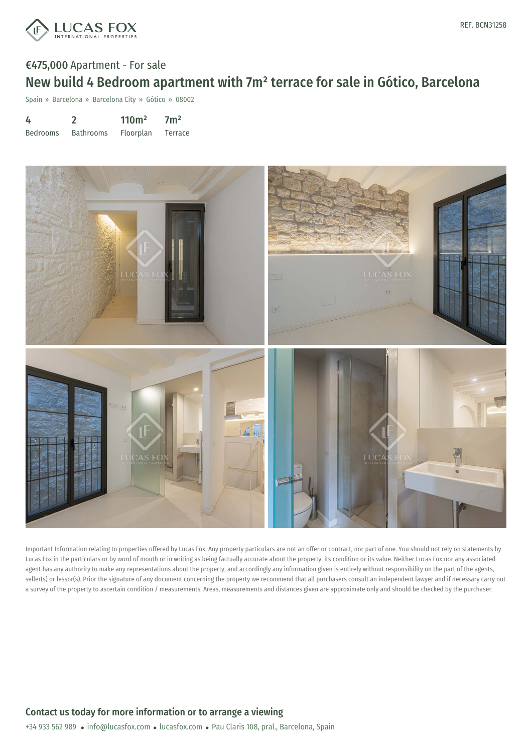REF. BCN31258

**€475,000** Apartment - For sale

# New build 4 Bedroom apartment with 7m² terrace for sale in Gótico, Barcelona

Spain » Barcelona » Barcelona City » Gótico » 08002

| 4 | 2 | 110m² | 7m² |
|---|---|---|---|
| Bedrooms | Bathrooms | Floorplan | Terrace |

Important Information relating to properties offered by Lucas Fox. Any property particulars are not an offer or contract, nor part of one. You should not rely on statements by Lucas Fox in the particulars or by word of mouth or in writing as being factually accurate about the property, its condition or its value. Neither Lucas Fox nor any associated agent has any authority to make any representations about the property, and accordingly any information given is entirely without responsibility on the part of the agents, seller(s) or lessor(s). Prior the signature of any document concerning the property we recommend that all purchasers consult an independent lawyer and if necessary carry out a survey of the property to ascertain condition / measurements. Areas, measurements and distances given are approximate only and should be checked by the purchaser.

## Contact us today for more information or to arrange a viewing

+34 933 562 989 • info@lucasfox.com • lucasfox.com • Pau Claris 108, pral., Barcelona, Spain